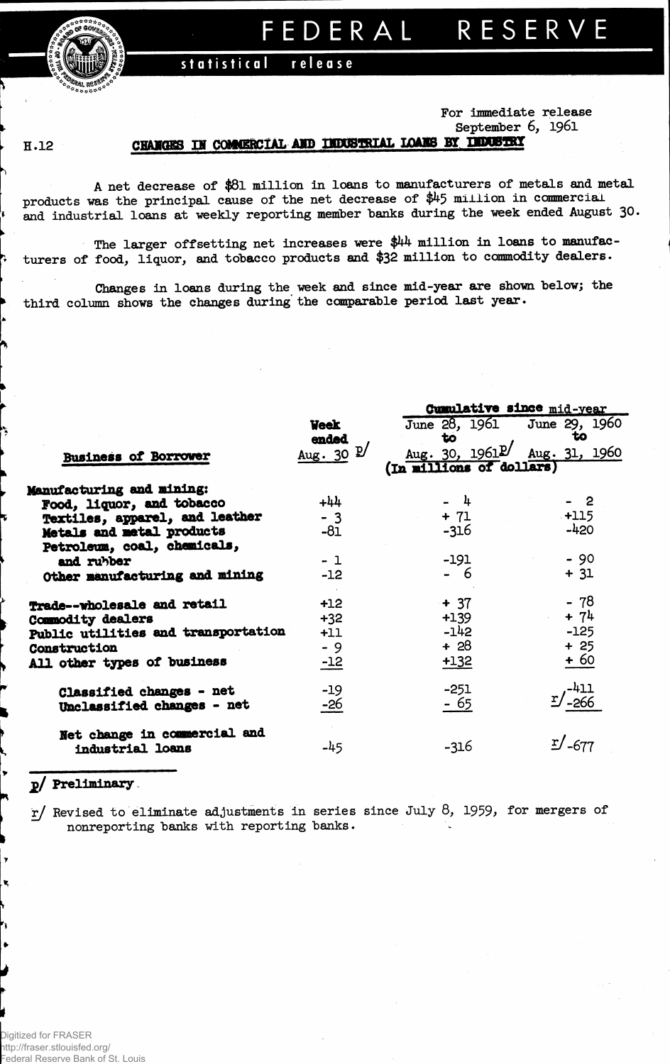# FEDERAL RESERVE

statistical release

For immediate release
September 6, 1961

H.12

## CHANGES IN COMMERCIAL AND INDUSTRIAL LOANS BY INDUSTRY

A net decrease of $81 million in loans to manufacturers of metals and metal products was the principal cause of the net decrease of $45 million in commercial and industrial loans at weekly reporting member banks during the week ended August 30.

The larger offsetting net increases were $44 million in loans to manufacturers of food, liquor, and tobacco products and $32 million to commodity dealers.

Changes in loans during the week and since mid-year are shown below; the third column shows the changes during the comparable period last year.

| Business of Borrower | Week ended Aug. 30 p/ | Cumulative since mid-year: June 28, 1961 to Aug. 30, 1961 p/ | Cumulative since mid-year: June 29, 1960 to Aug. 31, 1960 |
|---|---|---|---|
| | (In millions of dollars) | | |
| **Manufacturing and mining:** | | | |
| Food, liquor, and tobacco | +44 | - 4 | - 2 |
| Textiles, apparel, and leather | - 3 | + 71 | +115 |
| Metals and metal products | -81 | -316 | -420 |
| Petroleum, coal, chemicals, and rubber | - 1 | -191 | - 90 |
| Other manufacturing and mining | -12 | - 6 | + 31 |
| Trade--wholesale and retail | +12 | + 37 | - 78 |
| Commodity dealers | +32 | +139 | + 74 |
| Public utilities and transportation | +11 | -142 | -125 |
| Construction | - 9 | + 28 | + 25 |
| All other types of business | -12 | +132 | + 60 |
| Classified changes - net | -19 | -251 | r/-411 |
| Unclassified changes - net | -26 | - 65 | r/-266 |
| Net change in commercial and industrial loans | -45 | -316 | r/-677 |

p/ Preliminary.

r/ Revised to eliminate adjustments in series since July 8, 1959, for mergers of nonreporting banks with reporting banks.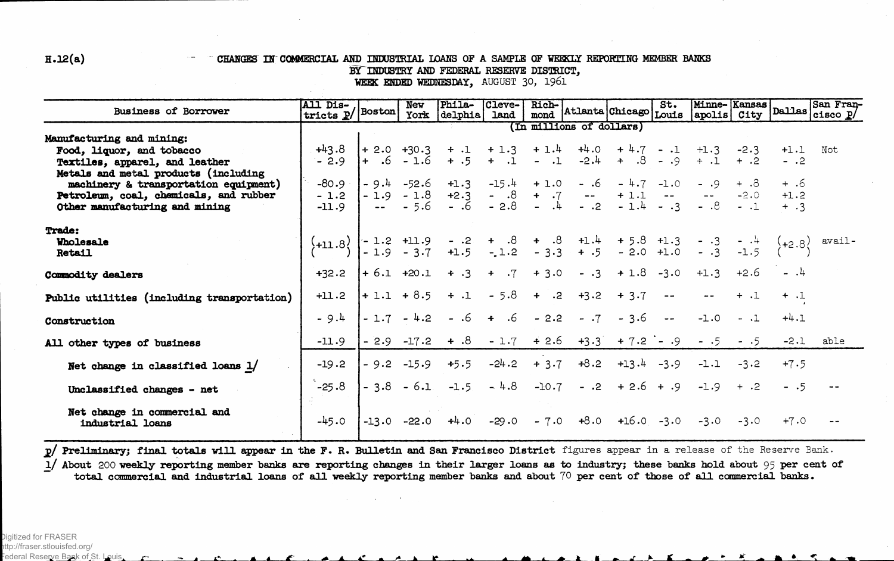H.12(a)

# CHANGES IN COMMERCIAL AND INDUSTRIAL LOANS OF A SAMPLE OF WEEKLY REPORTING MEMBER BANKS BY INDUSTRY AND FEDERAL RESERVE DISTRICT, WEEK ENDED WEDNESDAY, AUGUST 30, 1961

| Business of Borrower | All Districts p/ | Boston | New York | Philadelphia | Cleveland | Richmond | Atlanta | Chicago | St. Louis | Minneapolis | Kansas City | Dallas | San Francisco p/ |
|---|---|---|---|---|---|---|---|---|---|---|---|---|---|
| | (In millions of dollars) | | | | | | | | | | | | |
| **Manufacturing and mining:** | | | | | | | | | | | | | |
| Food, liquor, and tobacco | +43.8 | + 2.0 | +30.3 | + .1 | + 1.3 | + 1.4 | +4.0 | + 4.7 | - .1 | +1.3 | -2.3 | +1.1 | Not |
| Textiles, apparel, and leather | - 2.9 | + .6 | - 1.6 | + .5 | + .1 | - .1 | -2.4 | + .8 | - .9 | + .1 | + .2 | - .2 | |
| Metals and metal products (including machinery & transportation equipment) | -80.9 | - 9.4 | -52.6 | +1.3 | -15.4 | + 1.0 | - .6 | - 4.7 | -1.0 | - .9 | + .8 | + .6 | |
| Petroleum, coal, chemicals, and rubber | - 1.2 | - 1.9 | - 1.8 | +2.3 | - .8 | + .7 | -- | + 1.1 | -- | -- | -2.0 | +1.2 | |
| Other manufacturing and mining | -11.9 | -- | - 5.6 | - .6 | - 2.8 | - .4 | - .2 | - 1.4 | - .3 | - .8 | - .1 | + .3 | |
| **Trade:** | | | | | | | | | | | | | |
| Wholesale | (+11.8) | - 1.2 | +11.9 | - .2 | + .8 | + .8 | +1.4 | + 5.8 | +1.3 | - .3 | - .4 | (+2.8) | avail- |
| Retail | | - 1.9 | - 3.7 | +1.5 | - 1.2 | - 3.3 | + .5 | - 2.0 | +1.0 | - .3 | -1.5 | | |
| Commodity dealers | +32.2 | + 6.1 | +20.1 | + .3 | + .7 | + 3.0 | - .3 | + 1.8 | -3.0 | +1.3 | +2.6 | - .4 | |
| Public utilities (including transportation) | +11.2 | + 1.1 | + 8.5 | + .1 | - 5.8 | + .2 | +3.2 | + 3.7 | -- | -- | + .1 | + .1 | |
| Construction | - 9.4 | - 1.7 | - 4.2 | - .6 | + .6 | - 2.2 | - .7 | - 3.6 | -- | -1.0 | - .1 | +4.1 | |
| All other types of business | -11.9 | - 2.9 | -17.2 | + .8 | - 1.7 | + 2.6 | +3.3 | + 7.2 | - .9 | - .5 | - .5 | -2.1 | able |
| Net change in classified loans 1/ | -19.2 | - 9.2 | -15.9 | +5.5 | -24.2 | + 3.7 | +8.2 | +13.4 | -3.9 | -1.1 | -3.2 | +7.5 | |
| Unclassified changes - net | -25.8 | - 3.8 | - 6.1 | -1.5 | - 4.8 | -10.7 | - .2 | + 2.6 | + .9 | -1.9 | + .2 | - .5 | -- |
| Net change in commercial and industrial loans | -45.0 | -13.0 | -22.0 | +4.0 | -29.0 | - 7.0 | +8.0 | +16.0 | -3.0 | -3.0 | -3.0 | +7.0 | -- |

p/ Preliminary; final totals will appear in the F. R. Bulletin and San Francisco District figures appear in a release of the Reserve Bank.

1/ About 200 weekly reporting member banks are reporting changes in their larger loans as to industry; these banks hold about 95 per cent of total commercial and industrial loans of all weekly reporting member banks and about 70 per cent of those of all commercial banks.